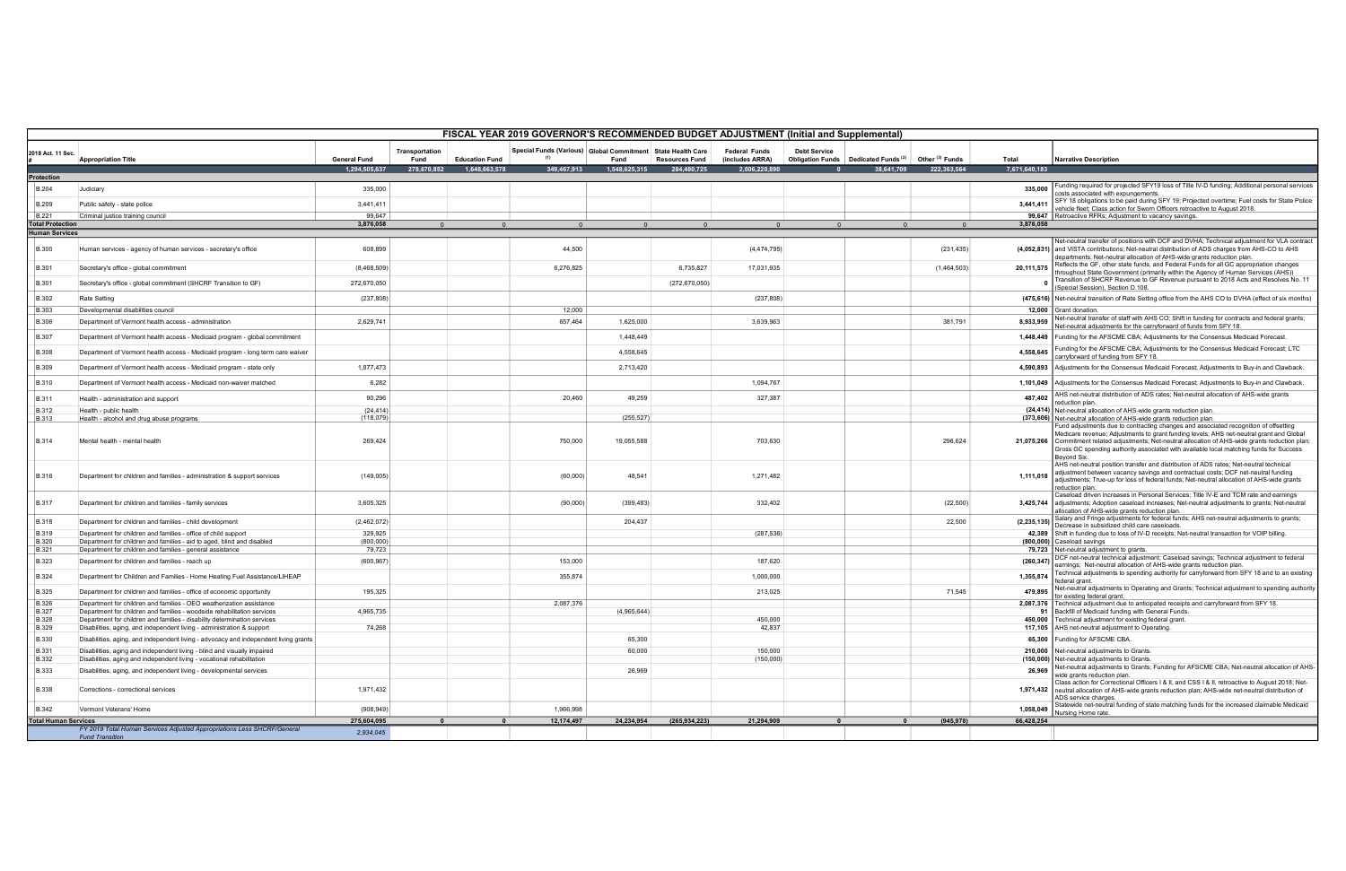# FISCAL YEAR 2019 GOVERNOR'S RECOMMENDED BUDGET ADJUSTMENT (Initial and Supplemental)

| 2018 Act. 11 Sec. # | Appropriation Title | General Fund | Transportation Fund | Education Fund | Special Funds (Various) (1) | Global Commitment Fund | State Health Care Resources Fund | Federal Funds (includes ARRA) | Debt Service Obligation Funds | Dedicated Funds (2) | Other (3) Funds | Total | Narrative Description |
|---|---|---|---|---|---|---|---|---|---|---|---|---|---|
| | | 1,294,505,637 | 278,670,852 | 1,648,663,578 | 349,467,913 | 1,548,625,315 | 284,480,725 | 2,006,220,890 | 0 | 38,641,709 | 222,363,564 | 7,671,640,183 | |
| **Protection** | | | | | | | | | | | | | |
| B.204 | Judiciary | 335,000 | | | | | | | | | | 335,000 | Funding required for projected SFY19 loss of Title IV-D funding; Additional personal services costs associated with expungements. |
| B.209 | Public safety - state police | 3,441,411 | | | | | | | | | | 3,441,411 | SFY 18 obligations to be paid during SFY 19; Projected overtime; Fuel costs for State Police vehicle fleet; Class action for Sworn Officers retroactive to August 2018. |
| B.221 | Criminal justice training council | 99,647 | | | | | | | | | | 99,647 | Retroactive RFRs; Adjustment to vacancy savings. |
| **Total Protection** | | 3,876,058 | 0 | 0 | 0 | 0 | 0 | 0 | 0 | 0 | 0 | 3,876,058 | |
| **Human Services** | | | | | | | | | | | | | |
| B.300 | Human services - agency of human services - secretary's office | 608,899 | | | 44,500 | | | (4,474,795) | | | (231,435) | (4,052,831) | Net-neutral transfer of positions with DCF and DVHA; Technical adjustment for VLA contract and VISTA contributions; Net-neutral distribution of ADS charges from AHS-CO to AHS departments; Net-neutral allocation of AHS-wide grants reduction plan. |
| B.301 | Secretary's office - global commitment | (8,468,509) | | | 6,276,825 | | 6,735,827 | 17,031,935 | | | (1,464,503) | 20,111,575 | Reflects the GF, other state funds, and Federal Funds for all GC appropriation changes throughout State Government (primarily within the Agency of Human Services (AHS)) |
| B.301 | Secretary's office - global commitment (SHCRF Transition to GF) | 272,670,050 | | | | | (272,670,050) | | | | | 0 | Transition of SHCRF Revenue to GF Revenue pursuant to 2018 Acts and Resolves No. 11 (Special Session), Section D.108. |
| B.302 | Rate Setting | (237,808) | | | | | | (237,808) | | | | (475,616) | Net-neutral transition of Rate Setting office from the AHS CO to DVHA (effect of six months) |
| B.303 | Developmental disabilities council | | | | 12,000 | | | | | | | 12,000 | Grant donation. |
| B.306 | Department of Vermont health access - administration | 2,629,741 | | | 657,464 | 1,625,000 | | 3,639,963 | | | 381,791 | 8,933,959 | Net-neutral transfer of staff with AHS CO; Shift in funding for contracts and federal grants; Net-neutral allocation of the carryforward of funds from SFY 18. |
| B.307 | Department of Vermont health access - Medicaid program - global commitment | | | | | 1,448,449 | | | | | | 1,448,449 | Funding for the AFSCME CBA; Adjustments for the Consensus Medicaid Forecast. |
| B.308 | Department of Vermont health access - Medicaid program - long term care waiver | | | | | 4,558,645 | | | | | | 4,558,645 | Funding for the AFSCME CBA; Adjustments for the Consensus Medicaid Forecast; LTC carryforward of funding from SFY 18. |
| B.309 | Department of Vermont health access - Medicaid program - state only | 1,877,473 | | | | 2,713,420 | | | | | | 4,590,893 | Adjustments for the Consensus Medicaid Forecast; Adjustments to Buy-in and Clawback. |
| B.310 | Department of Vermont health access - Medicaid non-waiver matched | 6,282 | | | | | | 1,094,767 | | | | 1,101,049 | Adjustments for the Consensus Medicaid Forecast; Adjustments to Buy-in and Clawback. |
| B.311 | Health - administration and support | 90,296 | | | 20,460 | 49,259 | | 327,387 | | | | 487,402 | AHS net-neutral distribution of ADS rates; Net-neutral allocation of AHS-wide grants reduction plan. |
| B.312 | Health - public health | (24,414) | | | | | | | | | | (24,414) | Net-neutral allocation of AHS-wide grants reduction plan. |
| B.313 | Health - alcohol and drug abuse programs | (118,079) | | | | (255,527) | | | | | | (373,606) | Net-neutral allocation of AHS-wide grants reduction plan. |
| B.314 | Mental health - mental health | 269,424 | | | 750,000 | 19,055,588 | | 703,630 | | | 296,624 | 21,075,266 | Fund adjustments due to contracting changes and associated recognition of offsetting Medicare revenue; Adjustments to grant funding levels; AHS net-neutral grant and Global Commitment related adjustments; Net-neutral allocation of AHS-wide grants reduction plan; Gross GC spending authority associated with available local matching funds for Success Beyond Six. |
| B.316 | Department for children and families - administration & support services | (149,005) | | | (60,000) | 48,541 | | 1,271,482 | | | | 1,111,018 | AHS net-neutral position transfer and distribution of ADS rates; Net-neutral technical adjustment between vacancy savings and contractual costs; DCF net-neutral funding adjustments; True-up for loss of federal funds; Net-neutral allocation of AHS-wide grants reduction plan. |
| B.317 | Department for children and families - family services | 3,605,325 | | | (90,000) | (399,483) | | 332,402 | | | (22,500) | 3,425,744 | Caseload driven increases in Personal Services; Title IV-E and TCM rate and earnings adjustments; Adoption caseload increases; Net-neutral adjustments to grants; Net-neutral allocation of AHS-wide grants reduction plan. |
| B.318 | Department for children and families - child development | (2,462,072) | | | | 204,437 | | | | | 22,500 | (2,235,135) | Salary and Fringe adjustments for federal funds; AHS net-neutral adjustments to grants; Decrease in subsidized child care caseloads. |
| B.319 | Department for children and families - office of child support | 329,925 | | | | | | (287,536) | | | | 42,389 | Shift in funding due to loss of IV-D receipts; Net-neutral transaction for VOIP billing. |
| B.320 | Department for children and families - aid to aged, blind and disabled | (800,000) | | | | | | | | | | (800,000) | Caseload savings |
| B.321 | Department for children and families - general assistance | 79,723 | | | | | | | | | | 79,723 | Net-neutral adjustment to grants. |
| B.323 | Department for children and families - reach up | (600,967) | | | 153,000 | | | 187,620 | | | | (260,347) | DCF net-neutral technical adjustment; Caseload savings; Technical adjustment to federal earnings; Net-neutral allocation of AHS-wide grants reduction plan. |
| B.324 | Department for Children and Families - Home Heating Fuel Assistance/LIHEAP | | | | 355,874 | | | 1,000,000 | | | | 1,355,874 | Technical adjustments to spending authority for carryforward from SFY 18 and to an existing federal grant. |
| B.325 | Department for children and families - office of economic opportunity | 195,325 | | | | | | 213,025 | | | 71,545 | 479,895 | Net-neutral adjustments to Operating and Grants; Technical adjustment to spending authority for existing federal grant. |
| B.326 | Department for children and families - OEO weatherization assistance | | | | 2,087,376 | | | | | | | 2,087,376 | Technical adjustment due to anticipated receipts and carryforward from SFY 18. |
| B.327 | Department for children and families - woodside rehabilitation services | 4,965,735 | | | | (4,965,644) | | | | | | 91 | Backfill of Medicaid funding with General Funds. |
| B.328 | Department for children and families - disability determination services | | | | | | | 450,000 | | | | 450,000 | Technical adjustment for existing federal grant. |
| B.329 | Disabilities, aging, and independent living - administration & support | 74,268 | | | | | | 42,837 | | | | 117,105 | AHS net-neutral adjustment to Operating. |
| B.330 | Disabilities, aging, and independent living - advocacy and independent living grants | | | | | 65,300 | | | | | | 65,300 | Funding for AFSCME CBA. |
| B.331 | Disabilities, aging and independent living - blind and visually impaired | | | | | 60,000 | | 150,000 | | | | 210,000 | Net-neutral adjustments to Grants. |
| B.332 | Disabilities, aging and independent living - vocational rehabilitation | | | | | | | (150,000) | | | | (150,000) | Net-neutral adjustments to Grants. |
| B.333 | Disabilities, aging, and independent living - developmental services | | | | | 26,969 | | | | | | 26,969 | Net-neutral adjustments to Grants; Funding for AFSCME CBA; Net-neutral allocation of AHS-wide grants reduction plan. |
| B.338 | Corrections - correctional services | 1,971,432 | | | | | | | | | | 1,971,432 | Class action for Correctional Officers I & II, and CSS I & II, retroactive to August 2018; Net-neutral allocation of AHS-wide grants reduction plan; AHS-wide net-neutral distribution of ADS service charges. |
| B.342 | Vermont Veterans' Home | (908,949) | | | 1,966,998 | | | | | | | 1,058,049 | Statewide net-neutral funding of state matching funds for the increased claimable Medicaid Nursing Home rate. |
| **Total Human Services** | | 275,604,095 | 0 | 0 | 12,174,497 | 24,234,954 | (265,934,223) | 21,294,909 | 0 | 0 | (945,978) | 66,428,254 | |
| | *FY 2019 Total Human Services Adjusted Appropriations Less SHCRF/General Fund Transition* | 2,934,045 | | | | | | | | | | | |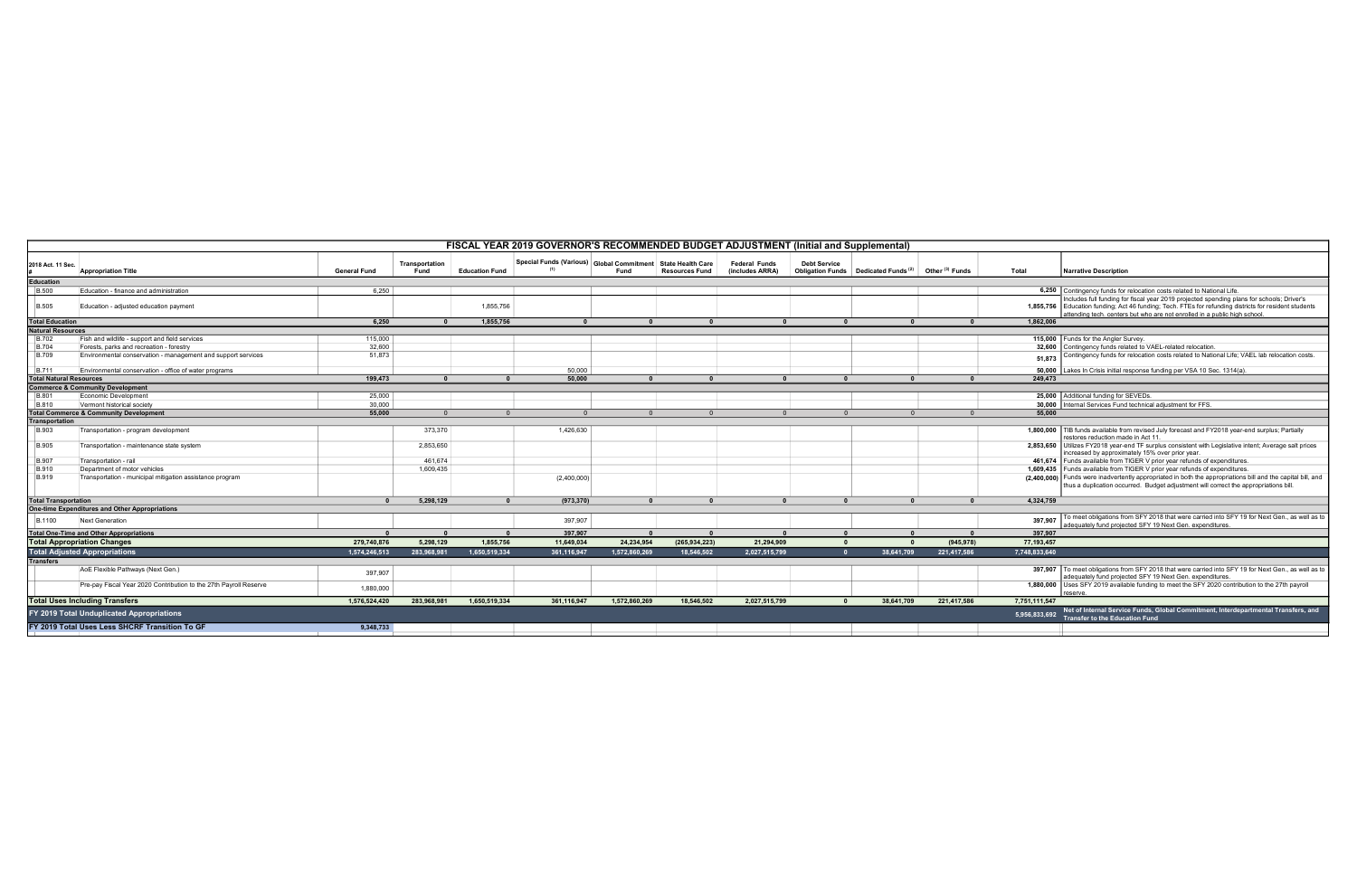# FISCAL YEAR 2019 GOVERNOR'S RECOMMENDED BUDGET ADJUSTMENT (Initial and Supplemental)

| 2018 Act. 11 Sec. # | Appropriation Title | General Fund | Transportation Fund | Education Fund | Special Funds (Various) (1) | Global Commitment Fund | State Health Care Resources Fund | Federal Funds (includes ARRA) | Debt Service Obligation Funds | Dedicated Funds (2) | Other (3) Funds | Total | Narrative Description |
|---|---|---|---|---|---|---|---|---|---|---|---|---|---|
| **Education** | | | | | | | | | | | | | |
| B.500 | Education - finance and administration | 6,250 | | | | | | | | | | 6,250 | Contingency funds for relocation costs related to National Life. |
| B.505 | Education - adjusted education payment | | | 1,855,756 | | | | | | | | 1,855,756 | Includes full funding for fiscal year 2019 projected spending plans for schools; Driver's Education funding; Act 46 funding; Tech. FTEs for refunding districts for resident students attending tech. centers but who are not enrolled in a public high school. |
| **Total Education** | | 6,250 | 0 | 1,855,756 | 0 | 0 | 0 | 0 | 0 | 0 | 0 | 1,862,006 | |
| **Natural Resources** | | | | | | | | | | | | | |
| B.702 | Fish and wildlife - support and field services | 115,000 | | | | | | | | | | 115,000 | Funds for the Angler Survey. |
| B.704 | Forests, parks and recreation - forestry | 32,600 | | | | | | | | | | 32,600 | Contingency funds related to VAEL-related relocation. |
| B.709 | Environmental conservation - management and support services | 51,873 | | | | | | | | | | 51,873 | Contingency funds for relocation costs related to National Life; VAEL lab relocation costs. |
| B.711 | Environmental conservation - office of water programs | | | | 50,000 | | | | | | | 50,000 | Lakes In Crisis initial response funding per VSA 10 Sec. 1314(a). |
| **Total Natural Resources** | | 199,473 | 0 | 0 | 50,000 | 0 | 0 | 0 | 0 | 0 | 0 | 249,473 | |
| **Commerce & Community Development** | | | | | | | | | | | | | |
| B.801 | Economic Development | 25,000 | | | | | | | | | | 25,000 | Additional funding for SEVEDs. |
| B.810 | Vermont historical society | 30,000 | | | | | | | | | | 30,000 | Internal Services Fund technical adjustment for FFS. |
| **Total Commerce & Community Development** | | 55,000 | 0 | 0 | 0 | 0 | 0 | 0 | 0 | 0 | 0 | 55,000 | |
| **Transportation** | | | | | | | | | | | | | |
| B.903 | Transportation - program development | | 373,370 | | 1,426,630 | | | | | | | 1,800,000 | TIB funds available from revised July forecast and FY2018 year-end surplus; Partially restores reduction made in Act 11. |
| B.905 | Transportation - maintenance state system | | 2,853,650 | | | | | | | | | 2,853,650 | Utilizes FY2018 year-end TF surplus consistent with Legislative intent; Average salt prices increased by approximately 15% over prior year. |
| B.907 | Transportation - rail | | 461,674 | | | | | | | | | 461,674 | Funds available from TIGER V prior year refunds of expenditures. |
| B.910 | Department of motor vehicles | | 1,609,435 | | | | | | | | | 1,609,435 | Funds available from TIGER V prior year refunds of expenditures. |
| B.919 | Transportation - municipal mitigation assistance program | | | | (2,400,000) | | | | | | | (2,400,000) | Funds were inadvertently appropriated in both the appropriations bill and the capital bill, and thus a duplication occurred. Budget adjustment will correct the appropriations bill. |
| **Total Transportation** | | 0 | 5,298,129 | 0 | (973,370) | 0 | 0 | 0 | 0 | 0 | 0 | 4,324,759 | |
| **One-time Expenditures and Other Appropriations** | | | | | | | | | | | | | |
| B.1100 | Next Generation | | | | 397,907 | | | | | | | 397,907 | To meet obligations from SFY 2018 that were carried into SFY 19 for Next Gen., as well as to adequately fund projected SFY 19 Next Gen. expenditures. |
| **Total One-Time and Other Appropriations** | | 0 | 0 | 0 | 397,907 | 0 | 0 | 0 | 0 | 0 | 0 | 397,907 | |
| **Total Appropriation Changes** | | 279,740,876 | 5,298,129 | 1,855,756 | 11,649,034 | 24,234,954 | (265,934,223) | 21,294,909 | 0 | 0 | (945,978) | 77,193,457 | |
| **Total Adjusted Appropriations** | | 1,574,246,513 | 283,968,981 | 1,650,519,334 | 361,116,947 | 1,572,860,269 | 18,546,502 | 2,027,515,799 | 0 | 38,641,709 | 221,417,586 | 7,748,833,640 | |
| **Transfers** | | | | | | | | | | | | | |
| | AoE Flexible Pathways (Next Gen.) | 397,907 | | | | | | | | | | 397,907 | To meet obligations from SFY 2018 that were carried into SFY 19 for Next Gen., as well as to adequately fund projected SFY 19 Next Gen. expenditures. |
| | Pre-pay Fiscal Year 2020 Contribution to the 27th Payroll Reserve | 1,880,000 | | | | | | | | | | 1,880,000 | Uses SFY 2019 available funding to meet the SFY 2020 contribution to the 27th payroll reserve. |
| **Total Uses Including Transfers** | | 1,576,524,420 | 283,968,981 | 1,650,519,334 | 361,116,947 | 1,572,860,269 | 18,546,502 | 2,027,515,799 | 0 | 38,641,709 | 221,417,586 | 7,751,111,547 | |
| **FY 2019 Total Unduplicated Appropriations** | | | | | | | | | | | | 5,956,833,692 | Net of Internal Service Funds, Global Commitment, Interdepartmental Transfers, and Transfer to the Education Fund |
| **FY 2019 Total Uses Less SHCRF Transition To GF** | | 9,348,733 | | | | | | | | | | | |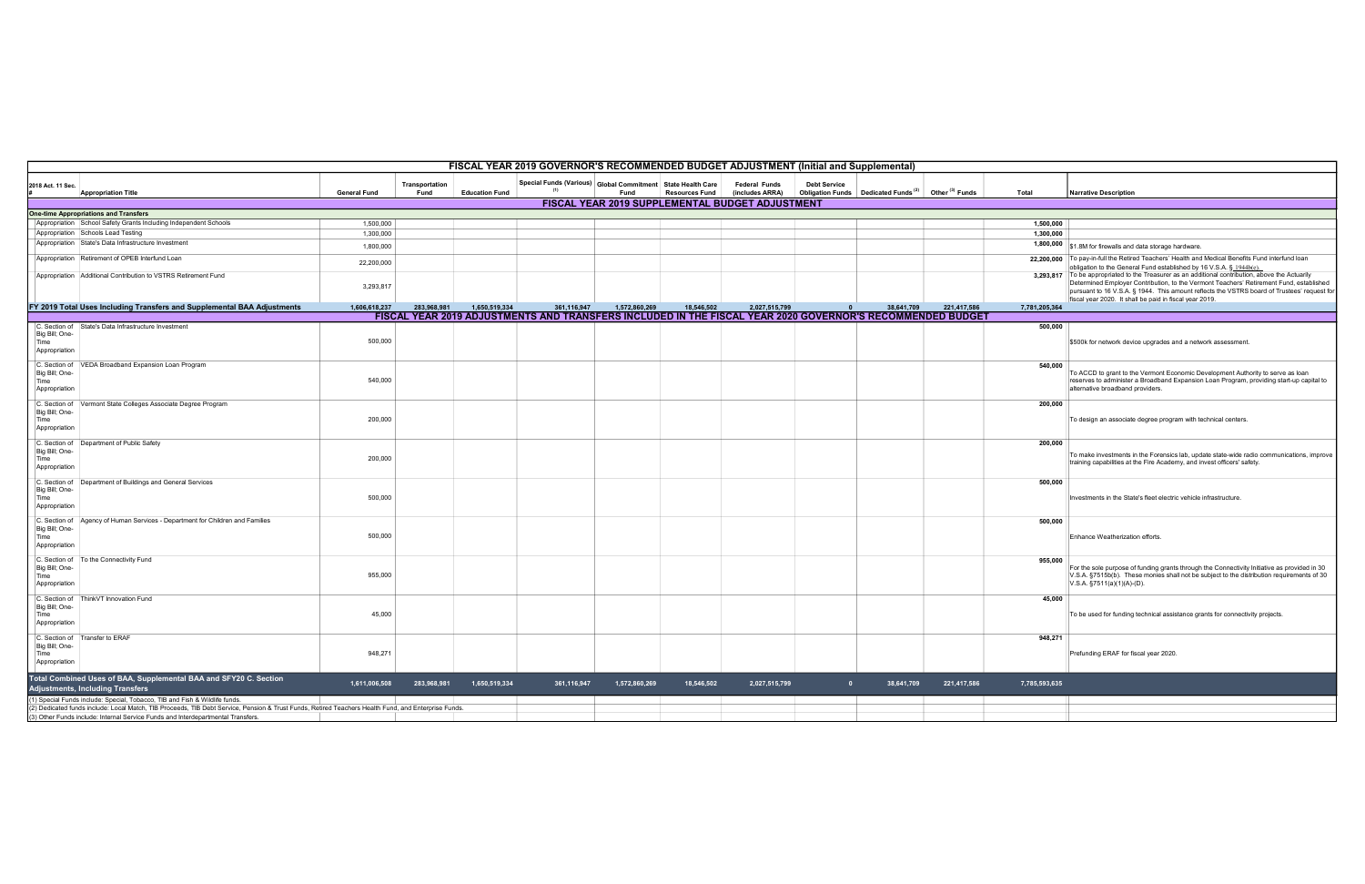| FISCAL YEAR 2019 GOVERNOR'S RECOMMENDED BUDGET ADJUSTMENT (Initial and Supplemental) | | | | | | | | | | | | | | |
|---|---|---|---|---|---|---|---|---|---|---|---|---|---|---|
| 2018 Act. 11 Sec. # | Appropriation Title | General Fund | Transportation Fund | Education Fund | Special Funds (Various) (1) | Global Commitment Fund | State Health Care Resources Fund | Federal Funds (includes ARRA) | Debt Service Obligation Funds | Dedicated Funds (2) | Other (3) Funds | Total | Narrative Description |
| **FISCAL YEAR 2019 SUPPLEMENTAL BUDGET ADJUSTMENT** | | | | | | | | | | | | | |
| **One-time Appropriations and Transfers** | | | | | | | | | | | | | |
| Appropriation | School Safety Grants Including Independent Schools | 1,500,000 | | | | | | | | | | **1,500,000** | |
| Appropriation | Schools Lead Testing | 1,300,000 | | | | | | | | | | **1,300,000** | |
| Appropriation | State's Data Infrastructure Investment | 1,800,000 | | | | | | | | | | **1,800,000** | $1.8M for firewalls and data storage hardware. |
| Appropriation | Retirement of OPEB Interfund Loan | 22,200,000 | | | | | | | | | | **22,200,000** | To pay-in-full the Retired Teachers' Health and Medical Benefits Fund interfund loan obligation to the General Fund established by 16 V.S.A. § 1944b(c). |
| Appropriation | Additional Contribution to VSTRS Retirement Fund | 3,293,817 | | | | | | | | | | **3,293,817** | To be appropriated to the Treasurer as an additional contribution, above the Actuarily Determined Employer Contribution, to the Vermont Teachers' Retirement Fund, established pursuant to 16 V.S.A. § 1944. This amount reflects the VSTRS board of Trustees' request for fiscal year 2020. It shall be paid in fiscal year 2019. |
| **FY 2019 Total Uses Including Transfers and Supplemental BAA Adjustments** | | **1,606,618,237** | **283,968,981** | **1,650,519,334** | **361,116,947** | **1,572,860,269** | **18,546,502** | **2,027,515,799** | **0** | **38,641,709** | **221,417,586** | **7,781,205,364** | |
| **FISCAL YEAR 2019 ADJUSTMENTS AND TRANSFERS INCLUDED IN THE FISCAL YEAR 2020 GOVERNOR'S RECOMMENDED BUDGET** | | | | | | | | | | | | | |
| C. Section of Big Bill; One-Time Appropriation | State's Data Infrastructure Investment | 500,000 | | | | | | | | | | **500,000** | $500k for network device upgrades and a network assessment. |
| C. Section of Big Bill; One-Time Appropriation | VEDA Broadband Expansion Loan Program | 540,000 | | | | | | | | | | **540,000** | To ACCD to grant to the Vermont Economic Development Authority to serve as loan reserves to administer a Broadband Expansion Loan Program, providing start-up capital to alternative broadband providers. |
| C. Section of Big Bill; One-Time Appropriation | Vermont State Colleges Associate Degree Program | 200,000 | | | | | | | | | | **200,000** | To design an associate degree program with technical centers. |
| C. Section of Big Bill; One-Time Appropriation | Department of Public Safety | 200,000 | | | | | | | | | | **200,000** | To make investments in the Forensics lab, update state-wide radio communications, improve training capabilities at the Fire Academy, and invest officers' safety. |
| C. Section of Big Bill; One-Time Appropriation | Department of Buildings and General Services | 500,000 | | | | | | | | | | **500,000** | Investments in the State's fleet electric vehicle infrastructure. |
| C. Section of Big Bill; One-Time Appropriation | Agency of Human Services - Department for Children and Families | 500,000 | | | | | | | | | | **500,000** | Enhance Weatherization efforts. |
| C. Section of Big Bill; One-Time Appropriation | To the Connectivity Fund | 955,000 | | | | | | | | | | **955,000** | For the sole purpose of funding grants through the Connectivity Initiative as provided in 30 V.S.A. §7515b(b). These monies shall not be subject to the distribution requirements of 30 V.S.A. §7511(a)(1)(A)-(D). |
| C. Section of Big Bill; One-Time Appropriation | ThinkVT Innovation Fund | 45,000 | | | | | | | | | | **45,000** | To be used for funding technical assistance grants for connectivity projects. |
| C. Section of Big Bill; One-Time Appropriation | Transfer to ERAF | 948,271 | | | | | | | | | | **948,271** | Prefunding ERAF for fiscal year 2020. |
| **Total Combined Uses of BAA, Supplemental BAA and SFY20 C. Section Adjustments, Including Transfers** | | **1,611,006,508** | **283,968,981** | **1,650,519,334** | **361,116,947** | **1,572,860,269** | **18,546,502** | **2,027,515,799** | **0** | **38,641,709** | **221,417,586** | **7,785,593,635** | |

(1) Special Funds include: Special, Tobacco, TIB and Fish & Wildlife funds.

(2) Dedicated funds include: Local Match, TIB Proceeds, TIB Debt Service, Pension & Trust Funds, Retired Teachers Health Fund, and Enterprise Funds.

(3) Other Funds include: Internal Service Funds and Interdepartmental Transfers.